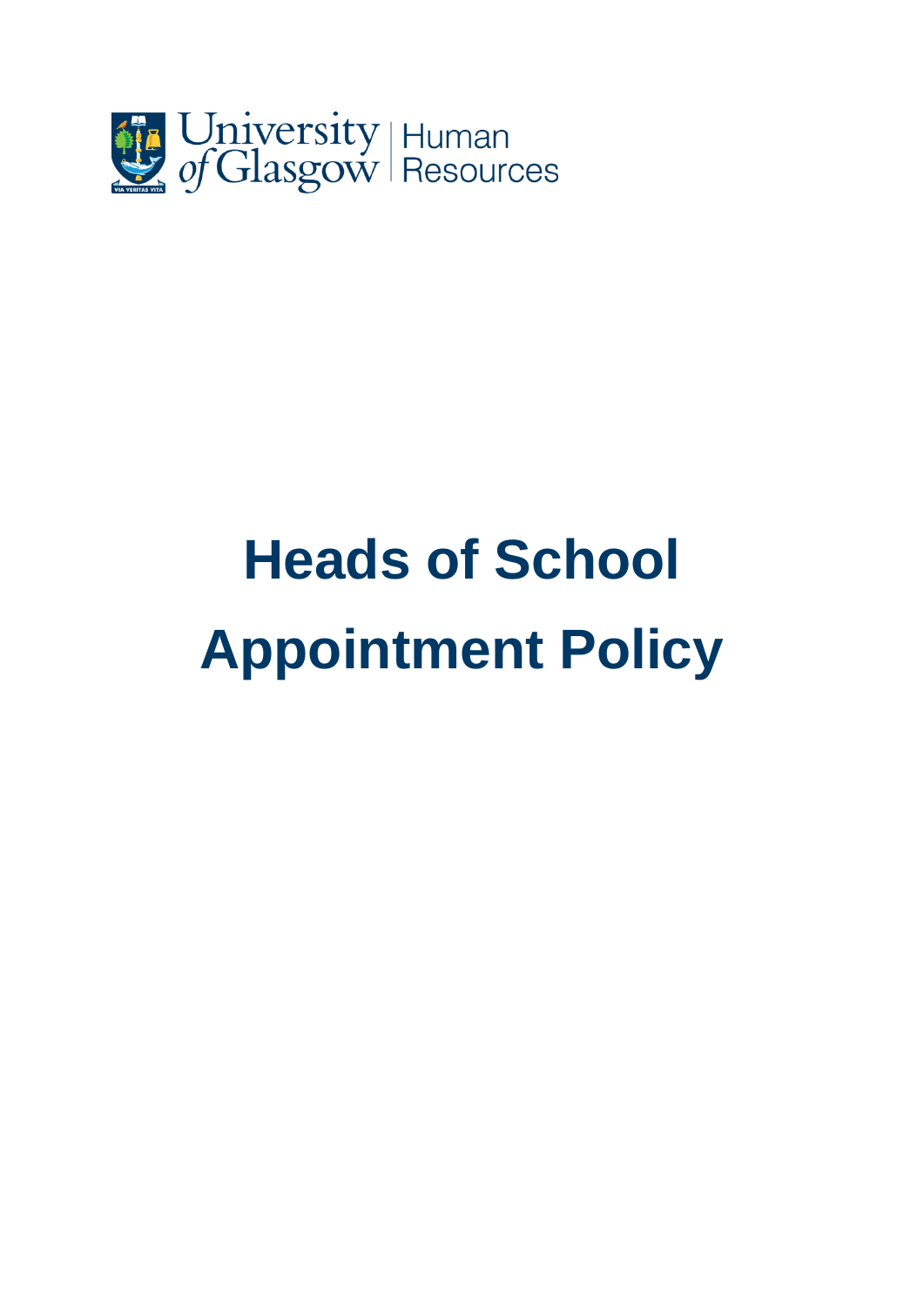University of Glasgow | Human Resources

# Heads of School Appointment Policy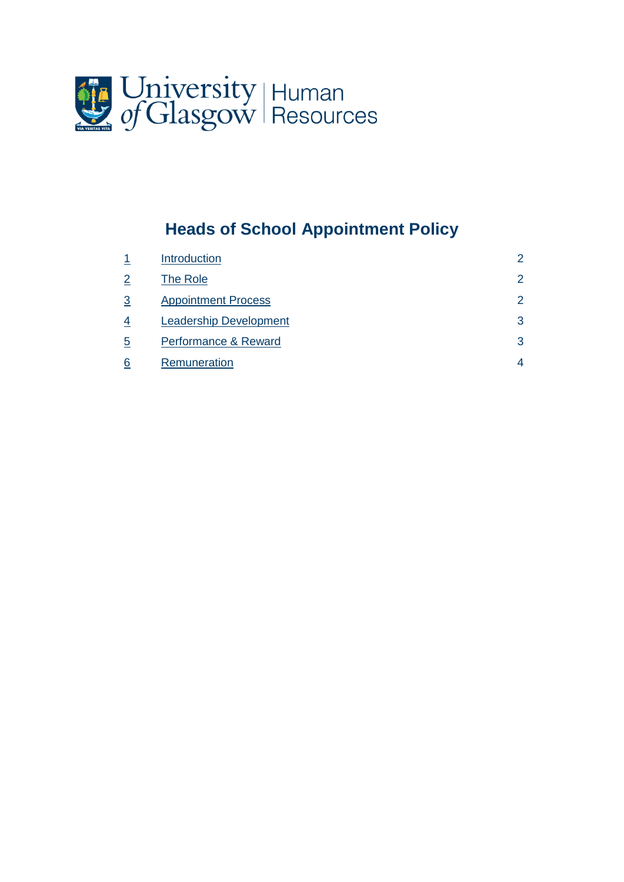University of Glasgow | Human Resources

# Heads of School Appointment Policy

| | | |
|---|---|---|
| 1 | Introduction | 2 |
| 2 | The Role | 2 |
| 3 | Appointment Process | 2 |
| 4 | Leadership Development | 3 |
| 5 | Performance & Reward | 3 |
| 6 | Remuneration | 4 |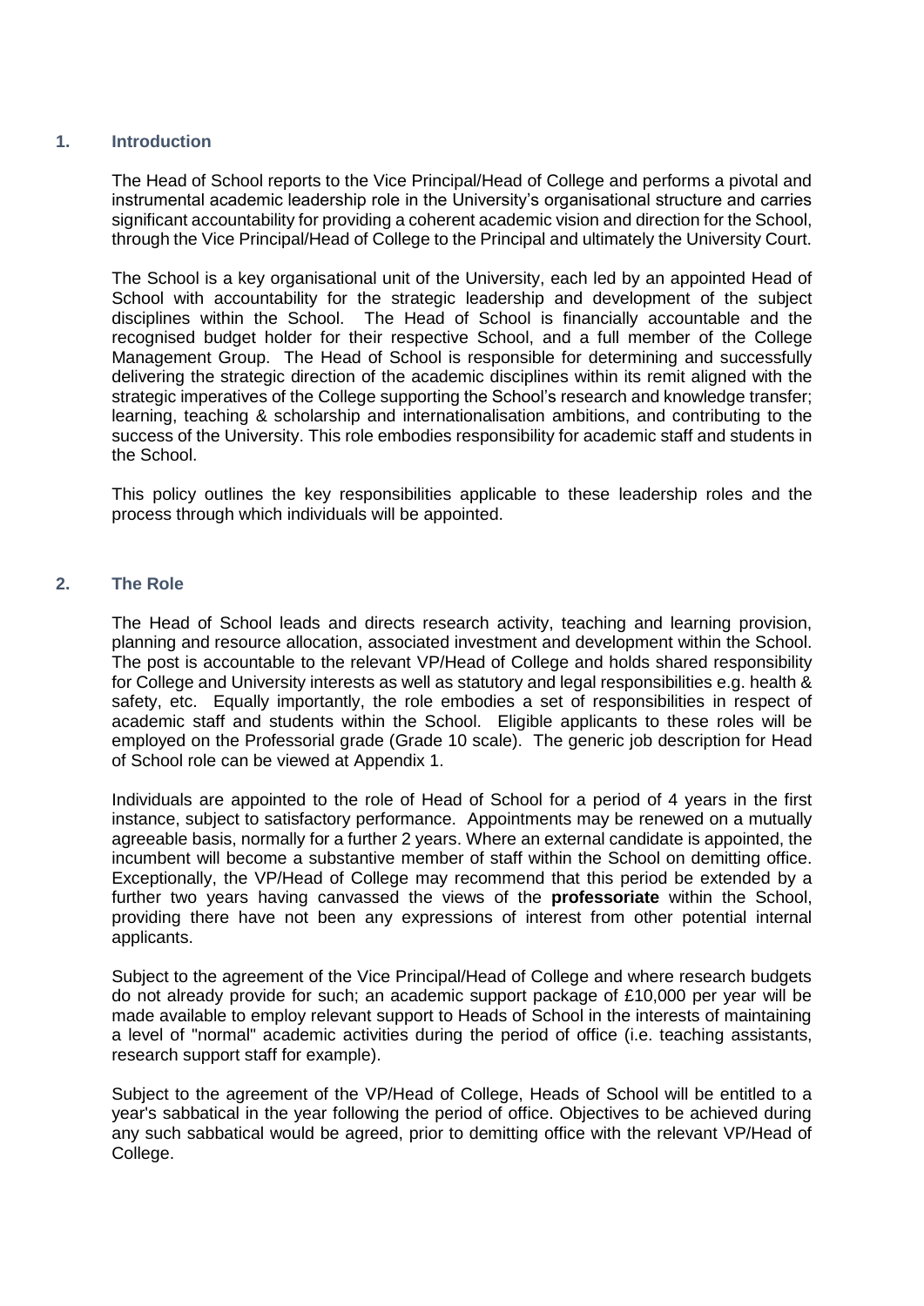## 1. Introduction

The Head of School reports to the Vice Principal/Head of College and performs a pivotal and instrumental academic leadership role in the University's organisational structure and carries significant accountability for providing a coherent academic vision and direction for the School, through the Vice Principal/Head of College to the Principal and ultimately the University Court.

The School is a key organisational unit of the University, each led by an appointed Head of School with accountability for the strategic leadership and development of the subject disciplines within the School. The Head of School is financially accountable and the recognised budget holder for their respective School, and a full member of the College Management Group. The Head of School is responsible for determining and successfully delivering the strategic direction of the academic disciplines within its remit aligned with the strategic imperatives of the College supporting the School's research and knowledge transfer; learning, teaching & scholarship and internationalisation ambitions, and contributing to the success of the University. This role embodies responsibility for academic staff and students in the School.

This policy outlines the key responsibilities applicable to these leadership roles and the process through which individuals will be appointed.

## 2. The Role

The Head of School leads and directs research activity, teaching and learning provision, planning and resource allocation, associated investment and development within the School. The post is accountable to the relevant VP/Head of College and holds shared responsibility for College and University interests as well as statutory and legal responsibilities e.g. health & safety, etc. Equally importantly, the role embodies a set of responsibilities in respect of academic staff and students within the School. Eligible applicants to these roles will be employed on the Professorial grade (Grade 10 scale). The generic job description for Head of School role can be viewed at Appendix 1.

Individuals are appointed to the role of Head of School for a period of 4 years in the first instance, subject to satisfactory performance. Appointments may be renewed on a mutually agreeable basis, normally for a further 2 years. Where an external candidate is appointed, the incumbent will become a substantive member of staff within the School on demitting office. Exceptionally, the VP/Head of College may recommend that this period be extended by a further two years having canvassed the views of the **professoriate** within the School, providing there have not been any expressions of interest from other potential internal applicants.

Subject to the agreement of the Vice Principal/Head of College and where research budgets do not already provide for such; an academic support package of £10,000 per year will be made available to employ relevant support to Heads of School in the interests of maintaining a level of "normal" academic activities during the period of office (i.e. teaching assistants, research support staff for example).

Subject to the agreement of the VP/Head of College, Heads of School will be entitled to a year's sabbatical in the year following the period of office. Objectives to be achieved during any such sabbatical would be agreed, prior to demitting office with the relevant VP/Head of College.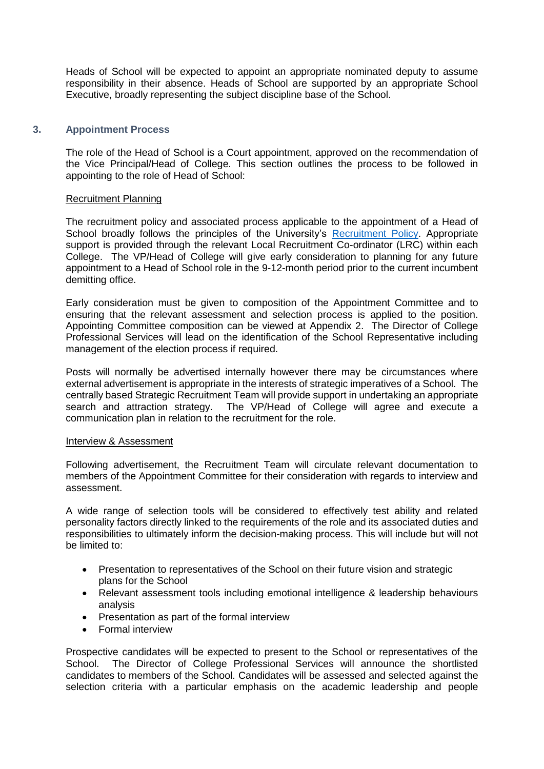Heads of School will be expected to appoint an appropriate nominated deputy to assume responsibility in their absence. Heads of School are supported by an appropriate School Executive, broadly representing the subject discipline base of the School.

## 3. Appointment Process

The role of the Head of School is a Court appointment, approved on the recommendation of the Vice Principal/Head of College. This section outlines the process to be followed in appointing to the role of Head of School:

### Recruitment Planning

The recruitment policy and associated process applicable to the appointment of a Head of School broadly follows the principles of the University's [Recruitment Policy](). Appropriate support is provided through the relevant Local Recruitment Co-ordinator (LRC) within each College. The VP/Head of College will give early consideration to planning for any future appointment to a Head of School role in the 9-12-month period prior to the current incumbent demitting office.

Early consideration must be given to composition of the Appointment Committee and to ensuring that the relevant assessment and selection process is applied to the position. Appointing Committee composition can be viewed at Appendix 2. The Director of College Professional Services will lead on the identification of the School Representative including management of the election process if required.

Posts will normally be advertised internally however there may be circumstances where external advertisement is appropriate in the interests of strategic imperatives of a School. The centrally based Strategic Recruitment Team will provide support in undertaking an appropriate search and attraction strategy. The VP/Head of College will agree and execute a communication plan in relation to the recruitment for the role.

### Interview & Assessment

Following advertisement, the Recruitment Team will circulate relevant documentation to members of the Appointment Committee for their consideration with regards to interview and assessment.

A wide range of selection tools will be considered to effectively test ability and related personality factors directly linked to the requirements of the role and its associated duties and responsibilities to ultimately inform the decision-making process. This will include but will not be limited to:

- Presentation to representatives of the School on their future vision and strategic plans for the School
- Relevant assessment tools including emotional intelligence & leadership behaviours analysis
- Presentation as part of the formal interview
- Formal interview

Prospective candidates will be expected to present to the School or representatives of the School. The Director of College Professional Services will announce the shortlisted candidates to members of the School. Candidates will be assessed and selected against the selection criteria with a particular emphasis on the academic leadership and people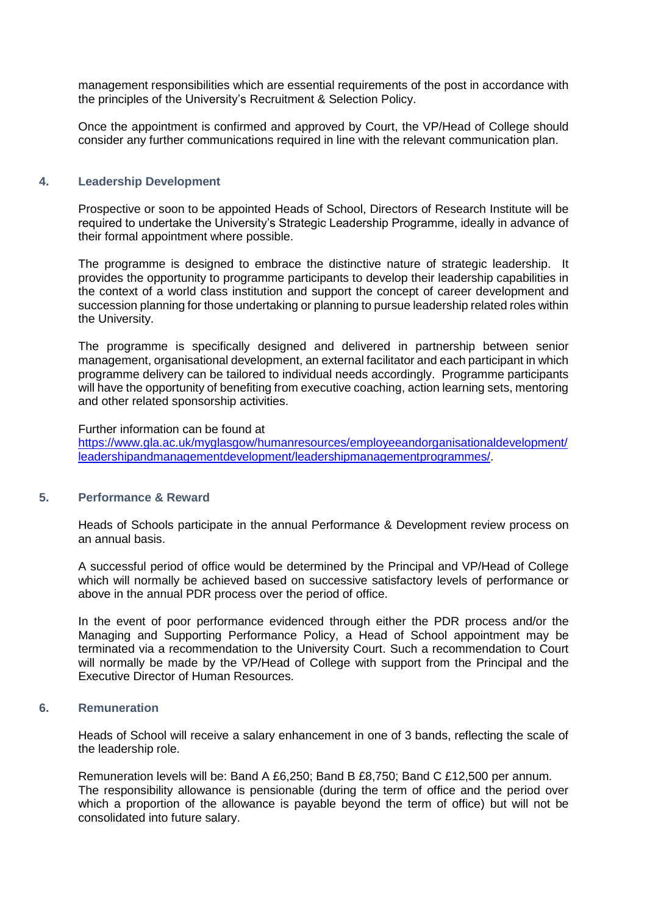management responsibilities which are essential requirements of the post in accordance with the principles of the University's Recruitment & Selection Policy.

Once the appointment is confirmed and approved by Court, the VP/Head of College should consider any further communications required in line with the relevant communication plan.

## 4. Leadership Development

Prospective or soon to be appointed Heads of School, Directors of Research Institute will be required to undertake the University's Strategic Leadership Programme, ideally in advance of their formal appointment where possible.

The programme is designed to embrace the distinctive nature of strategic leadership. It provides the opportunity to programme participants to develop their leadership capabilities in the context of a world class institution and support the concept of career development and succession planning for those undertaking or planning to pursue leadership related roles within the University.

The programme is specifically designed and delivered in partnership between senior management, organisational development, an external facilitator and each participant in which programme delivery can be tailored to individual needs accordingly. Programme participants will have the opportunity of benefiting from executive coaching, action learning sets, mentoring and other related sponsorship activities.

Further information can be found at [https://www.gla.ac.uk/myglasgow/humanresources/employeeandorganisationaldevelopment/leadershipandmanagementdevelopment/leadershipmanagementprogrammes/](https://www.gla.ac.uk/myglasgow/humanresources/employeeandorganisationaldevelopment/leadershipandmanagementdevelopment/leadershipmanagementprogrammes/).

## 5. Performance & Reward

Heads of Schools participate in the annual Performance & Development review process on an annual basis.

A successful period of office would be determined by the Principal and VP/Head of College which will normally be achieved based on successive satisfactory levels of performance or above in the annual PDR process over the period of office.

In the event of poor performance evidenced through either the PDR process and/or the Managing and Supporting Performance Policy, a Head of School appointment may be terminated via a recommendation to the University Court. Such a recommendation to Court will normally be made by the VP/Head of College with support from the Principal and the Executive Director of Human Resources.

## 6. Remuneration

Heads of School will receive a salary enhancement in one of 3 bands, reflecting the scale of the leadership role.

Remuneration levels will be: Band A £6,250; Band B £8,750; Band C £12,500 per annum. The responsibility allowance is pensionable (during the term of office and the period over which a proportion of the allowance is payable beyond the term of office) but will not be consolidated into future salary.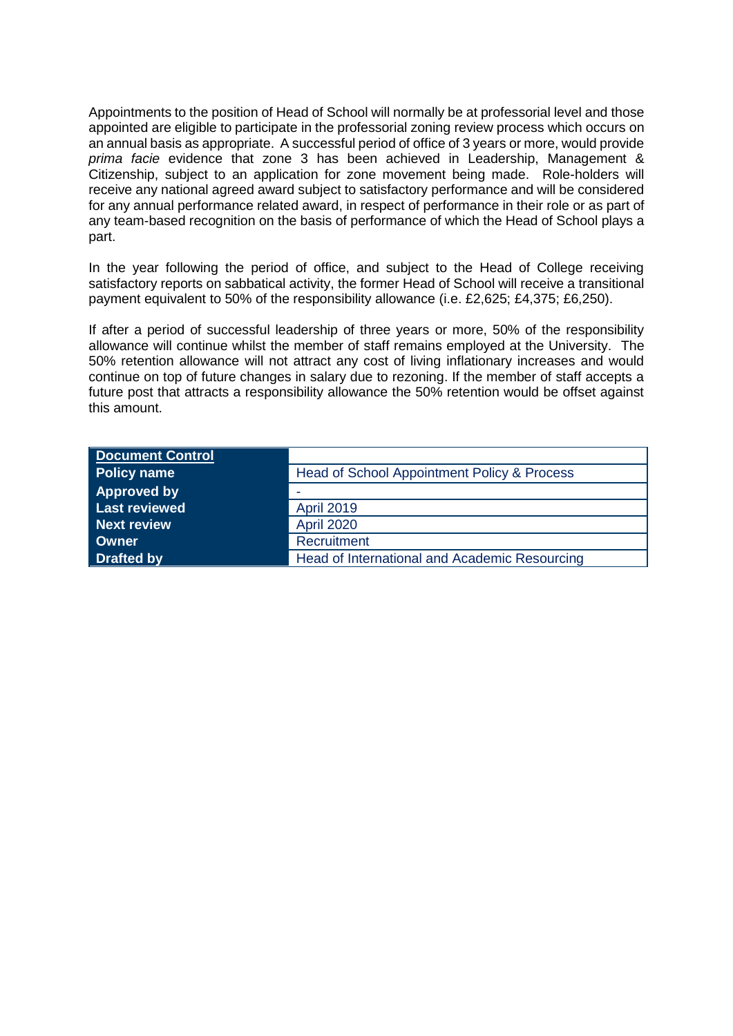Appointments to the position of Head of School will normally be at professorial level and those appointed are eligible to participate in the professorial zoning review process which occurs on an annual basis as appropriate. A successful period of office of 3 years or more, would provide *prima facie* evidence that zone 3 has been achieved in Leadership, Management & Citizenship, subject to an application for zone movement being made. Role-holders will receive any national agreed award subject to satisfactory performance and will be considered for any annual performance related award, in respect of performance in their role or as part of any team-based recognition on the basis of performance of which the Head of School plays a part.

In the year following the period of office, and subject to the Head of College receiving satisfactory reports on sabbatical activity, the former Head of School will receive a transitional payment equivalent to 50% of the responsibility allowance (i.e. £2,625; £4,375; £6,250).

If after a period of successful leadership of three years or more, 50% of the responsibility allowance will continue whilst the member of staff remains employed at the University. The 50% retention allowance will not attract any cost of living inflationary increases and would continue on top of future changes in salary due to rezoning. If the member of staff accepts a future post that attracts a responsibility allowance the 50% retention would be offset against this amount.

| **Document Control** | |
|---|---|
| **Policy name** | Head of School Appointment Policy & Process |
| **Approved by** | - |
| **Last reviewed** | April 2019 |
| **Next review** | April 2020 |
| **Owner** | Recruitment |
| **Drafted by** | Head of International and Academic Resourcing |